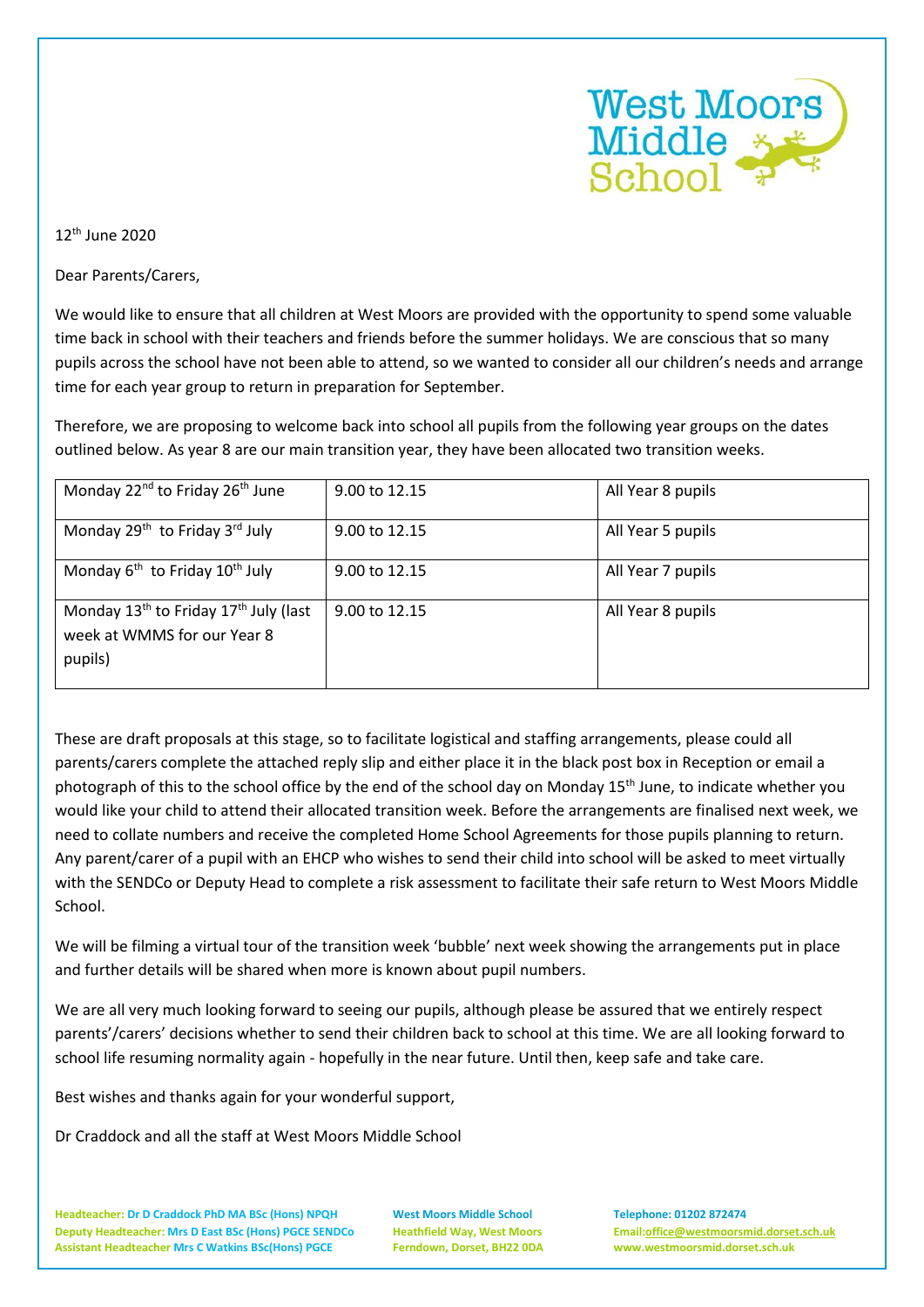West Moors Middle School

12th June 2020

Dear Parents/Carers,

We would like to ensure that all children at West Moors are provided with the opportunity to spend some valuable time back in school with their teachers and friends before the summer holidays. We are conscious that so many pupils across the school have not been able to attend, so we wanted to consider all our children's needs and arrange time for each year group to return in preparation for September.

Therefore, we are proposing to welcome back into school all pupils from the following year groups on the dates outlined below. As year 8 are our main transition year, they have been allocated two transition weeks.

| | | |
|---|---|---|
| Monday 22nd to Friday 26th June | 9.00 to 12.15 | All Year 8 pupils |
| Monday 29th to Friday 3rd July | 9.00 to 12.15 | All Year 5 pupils |
| Monday 6th to Friday 10th July | 9.00 to 12.15 | All Year 7 pupils |
| Monday 13th to Friday 17th July (last week at WMMS for our Year 8 pupils) | 9.00 to 12.15 | All Year 8 pupils |

These are draft proposals at this stage, so to facilitate logistical and staffing arrangements, please could all parents/carers complete the attached reply slip and either place it in the black post box in Reception or email a photograph of this to the school office by the end of the school day on Monday 15th June, to indicate whether you would like your child to attend their allocated transition week. Before the arrangements are finalised next week, we need to collate numbers and receive the completed Home School Agreements for those pupils planning to return. Any parent/carer of a pupil with an EHCP who wishes to send their child into school will be asked to meet virtually with the SENDCo or Deputy Head to complete a risk assessment to facilitate their safe return to West Moors Middle School.

We will be filming a virtual tour of the transition week 'bubble' next week showing the arrangements put in place and further details will be shared when more is known about pupil numbers.

We are all very much looking forward to seeing our pupils, although please be assured that we entirely respect parents'/carers' decisions whether to send their children back to school at this time. We are all looking forward to school life resuming normality again - hopefully in the near future. Until then, keep safe and take care.

Best wishes and thanks again for your wonderful support,

Dr Craddock and all the staff at West Moors Middle School

**Headteacher:** Dr D Craddock PhD MA BSc (Hons) NPQH
**Deputy Headteacher:** Mrs D East BSc (Hons) PGCE SENDCo
**Assistant Headteacher** Mrs C Watkins BSc(Hons) PGCE

West Moors Middle School
Heathfield Way, West Moors
Ferndown, Dorset, BH22 0DA

Telephone: 01202 872474
Email: office@westmoorsmid.dorset.sch.uk
www.westmoorsmid.dorset.sch.uk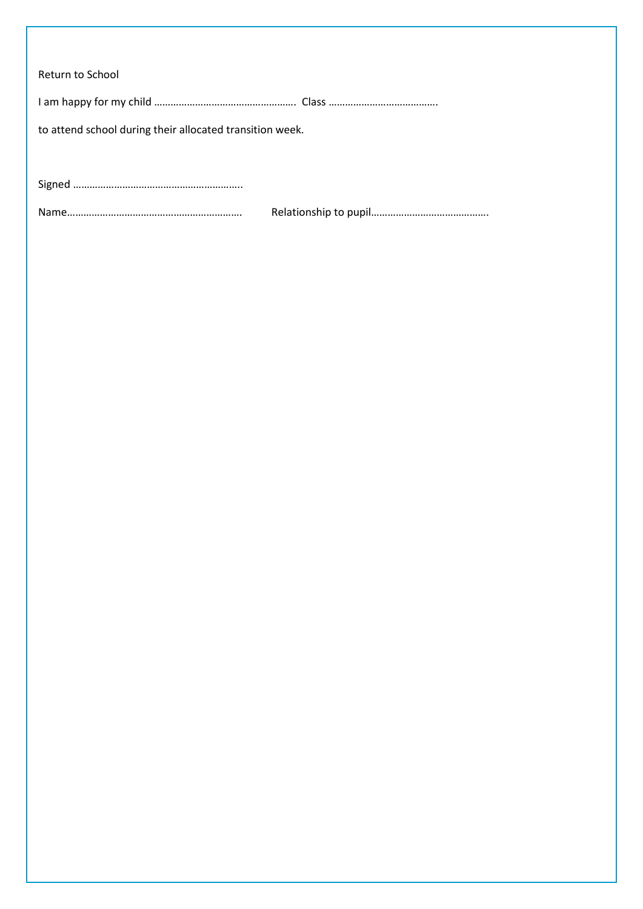Return to School

I am happy for my child ……………………………………………. Class …………………………………..

to attend school during their allocated transition week.

Signed ……………………………………………………..

Name……………………………………………………… Relationship to pupil…………………………………….